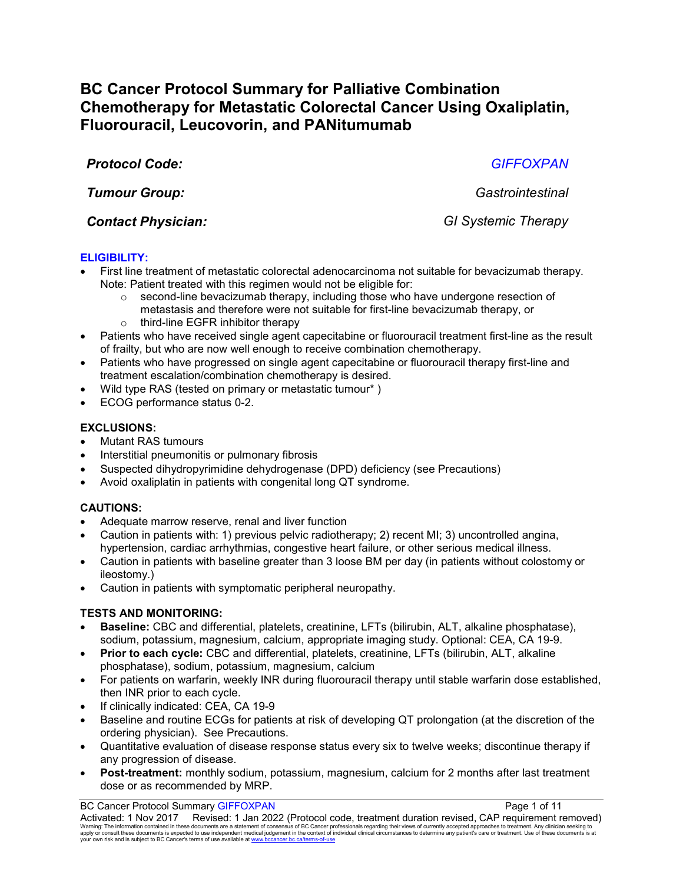# BC Cancer Protocol Summary for Palliative Combination Chemotherapy for Metastatic Colorectal Cancer Using Oxaliplatin, Fluorouracil, Leucovorin, and PANitumumab

| | |
|---|---|
| ***Protocol Code:*** | *GIFFOXPAN* |
| ***Tumour Group:*** | *Gastrointestinal* |
| ***Contact Physician:*** | *GI Systemic Therapy* |

## ELIGIBILITY:

- First line treatment of metastatic colorectal adenocarcinoma not suitable for bevacizumab therapy. Note: Patient treated with this regimen would not be eligible for:
  - second-line bevacizumab therapy, including those who have undergone resection of metastasis and therefore were not suitable for first-line bevacizumab therapy, or
  - third-line EGFR inhibitor therapy
- Patients who have received single agent capecitabine or fluorouracil treatment first-line as the result of frailty, but who are now well enough to receive combination chemotherapy.
- Patients who have progressed on single agent capecitabine or fluorouracil therapy first-line and treatment escalation/combination chemotherapy is desired.
- Wild type RAS (tested on primary or metastatic tumour* )
- ECOG performance status 0-2.

## EXCLUSIONS:

- Mutant RAS tumours
- Interstitial pneumonitis or pulmonary fibrosis
- Suspected dihydropyrimidine dehydrogenase (DPD) deficiency (see Precautions)
- Avoid oxaliplatin in patients with congenital long QT syndrome.

## CAUTIONS:

- Adequate marrow reserve, renal and liver function
- Caution in patients with: 1) previous pelvic radiotherapy; 2) recent MI; 3) uncontrolled angina, hypertension, cardiac arrhythmias, congestive heart failure, or other serious medical illness.
- Caution in patients with baseline greater than 3 loose BM per day (in patients without colostomy or ileostomy.)
- Caution in patients with symptomatic peripheral neuropathy.

## TESTS AND MONITORING:

- **Baseline:** CBC and differential, platelets, creatinine, LFTs (bilirubin, ALT, alkaline phosphatase), sodium, potassium, magnesium, calcium, appropriate imaging study. Optional: CEA, CA 19-9.
- **Prior to each cycle:** CBC and differential, platelets, creatinine, LFTs (bilirubin, ALT, alkaline phosphatase), sodium, potassium, magnesium, calcium
- For patients on warfarin, weekly INR during fluorouracil therapy until stable warfarin dose established, then INR prior to each cycle.
- If clinically indicated: CEA, CA 19-9
- Baseline and routine ECGs for patients at risk of developing QT prolongation (at the discretion of the ordering physician). See Precautions.
- Quantitative evaluation of disease response status every six to twelve weeks; discontinue therapy if any progression of disease.
- **Post-treatment:** monthly sodium, potassium, magnesium, calcium for 2 months after last treatment dose or as recommended by MRP.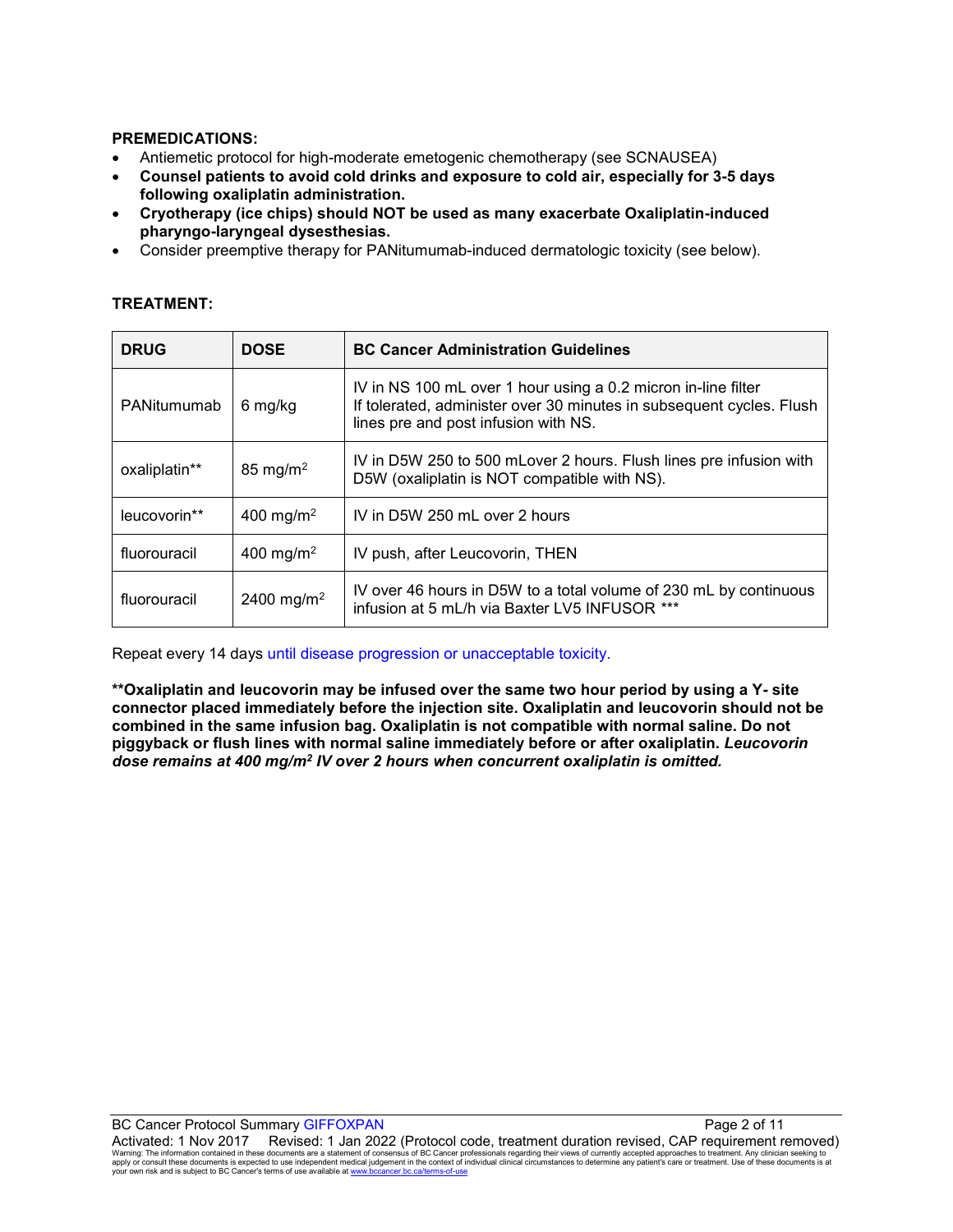**PREMEDICATIONS:**

- Antiemetic protocol for high-moderate emetogenic chemotherapy (see SCNAUSEA)
- **Counsel patients to avoid cold drinks and exposure to cold air, especially for 3-5 days following oxaliplatin administration.**
- **Cryotherapy (ice chips) should NOT be used as many exacerbate Oxaliplatin-induced pharyngo-laryngeal dysesthesias.**
- Consider preemptive therapy for PANitumumab-induced dermatologic toxicity (see below).

**TREATMENT:**

| DRUG | DOSE | BC Cancer Administration Guidelines |
|---|---|---|
| PANitumumab | 6 mg/kg | IV in NS 100 mL over 1 hour using a 0.2 micron in-line filter<br>If tolerated, administer over 30 minutes in subsequent cycles. Flush lines pre and post infusion with NS. |
| oxaliplatin** | 85 mg/m$^2$ | IV in D5W 250 to 500 mLover 2 hours. Flush lines pre infusion with D5W (oxaliplatin is NOT compatible with NS). |
| leucovorin** | 400 mg/m$^2$ | IV in D5W 250 mL over 2 hours |
| fluorouracil | 400 mg/m$^2$ | IV push, after Leucovorin, THEN |
| fluorouracil | 2400 mg/m$^2$ | IV over 46 hours in D5W to a total volume of 230 mL by continuous infusion at 5 mL/h via Baxter LV5 INFUSOR *** |

Repeat every 14 days until disease progression or unacceptable toxicity.

****Oxaliplatin and leucovorin may be infused over the same two hour period by using a Y- site connector placed immediately before the injection site. Oxaliplatin and leucovorin should not be combined in the same infusion bag. Oxaliplatin is not compatible with normal saline. Do not piggyback or flush lines with normal saline immediately before or after oxaliplatin.** ***Leucovorin dose remains at 400 mg/m$^2$ IV over 2 hours when concurrent oxaliplatin is omitted.***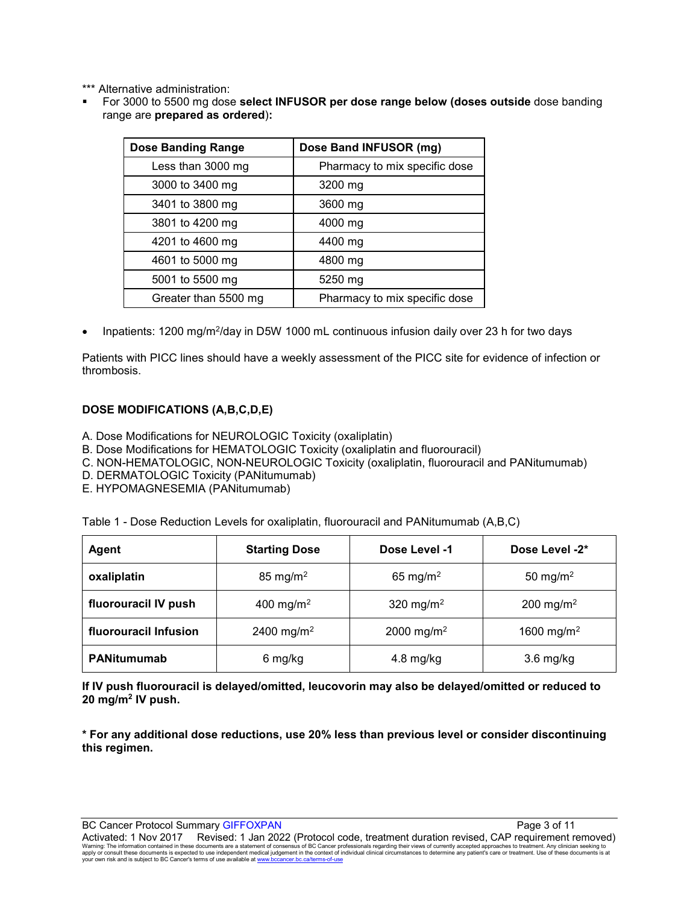*** Alternative administration:

- For 3000 to 5500 mg dose **select INFUSOR per dose range below (doses outside** dose banding range are **prepared as ordered**)**:**

| Dose Banding Range | Dose Band INFUSOR (mg) |
|---|---|
| Less than 3000 mg | Pharmacy to mix specific dose |
| 3000 to 3400 mg | 3200 mg |
| 3401 to 3800 mg | 3600 mg |
| 3801 to 4200 mg | 4000 mg |
| 4201 to 4600 mg | 4400 mg |
| 4601 to 5000 mg | 4800 mg |
| 5001 to 5500 mg | 5250 mg |
| Greater than 5500 mg | Pharmacy to mix specific dose |

- Inpatients: 1200 mg/m$^2$/day in D5W 1000 mL continuous infusion daily over 23 h for two days

Patients with PICC lines should have a weekly assessment of the PICC site for evidence of infection or thrombosis.

**DOSE MODIFICATIONS (A,B,C,D,E)**

A. Dose Modifications for NEUROLOGIC Toxicity (oxaliplatin)
B. Dose Modifications for HEMATOLOGIC Toxicity (oxaliplatin and fluorouracil)
C. NON-HEMATOLOGIC, NON-NEUROLOGIC Toxicity (oxaliplatin, fluorouracil and PANitumumab)
D. DERMATOLOGIC Toxicity (PANitumumab)
E. HYPOMAGNESEMIA (PANitumumab)

Table 1 - Dose Reduction Levels for oxaliplatin, fluorouracil and PANitumumab (A,B,C)

| Agent | Starting Dose | Dose Level -1 | Dose Level -2* |
|---|---|---|---|
| **oxaliplatin** | 85 mg/m$^2$ | 65 mg/m$^2$ | 50 mg/m$^2$ |
| **fluorouracil IV push** | 400 mg/m$^2$ | 320 mg/m$^2$ | 200 mg/m$^2$ |
| **fluorouracil Infusion** | 2400 mg/m$^2$ | 2000 mg/m$^2$ | 1600 mg/m$^2$ |
| **PANitumumab** | 6 mg/kg | 4.8 mg/kg | 3.6 mg/kg |

**If IV push fluorouracil is delayed/omitted, leucovorin may also be delayed/omitted or reduced to 20 mg/m$^2$ IV push.**

*** For any additional dose reductions, use 20% less than previous level or consider discontinuing this regimen.**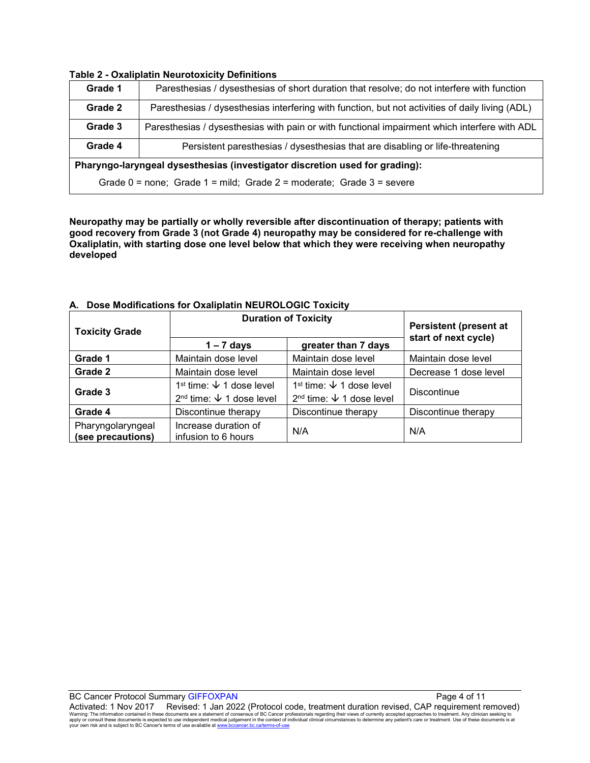**Table 2 - Oxaliplatin Neurotoxicity Definitions**

| | |
|---|---|
| **Grade 1** | Paresthesias / dysesthesias of short duration that resolve; do not interfere with function |
| **Grade 2** | Paresthesias / dysesthesias interfering with function, but not activities of daily living (ADL) |
| **Grade 3** | Paresthesias / dysesthesias with pain or with functional impairment which interfere with ADL |
| **Grade 4** | Persistent paresthesias / dysesthesias that are disabling or life-threatening |
| **Pharyngo-laryngeal dysesthesias (investigator discretion used for grading):** Grade 0 = none; Grade 1 = mild; Grade 2 = moderate; Grade 3 = severe | |

**Neuropathy may be partially or wholly reversible after discontinuation of therapy; patients with good recovery from Grade 3 (not Grade 4) neuropathy may be considered for re-challenge with Oxaliplatin, with starting dose one level below that which they were receiving when neuropathy developed**

**A. Dose Modifications for Oxaliplatin NEUROLOGIC Toxicity**

| **Toxicity Grade** | **Duration of Toxicity** | | **Persistent (present at start of next cycle)** |
|---|---|---|---|
| | **1 – 7 days** | **greater than 7 days** | |
| **Grade 1** | Maintain dose level | Maintain dose level | Maintain dose level |
| **Grade 2** | Maintain dose level | Maintain dose level | Decrease 1 dose level |
| **Grade 3** | 1st time: ↓ 1 dose level<br>2nd time: ↓ 1 dose level | 1st time: ↓ 1 dose level<br>2nd time: ↓ 1 dose level | Discontinue |
| **Grade 4** | Discontinue therapy | Discontinue therapy | Discontinue therapy |
| Pharyngolaryngeal **(see precautions)** | Increase duration of infusion to 6 hours | N/A | N/A |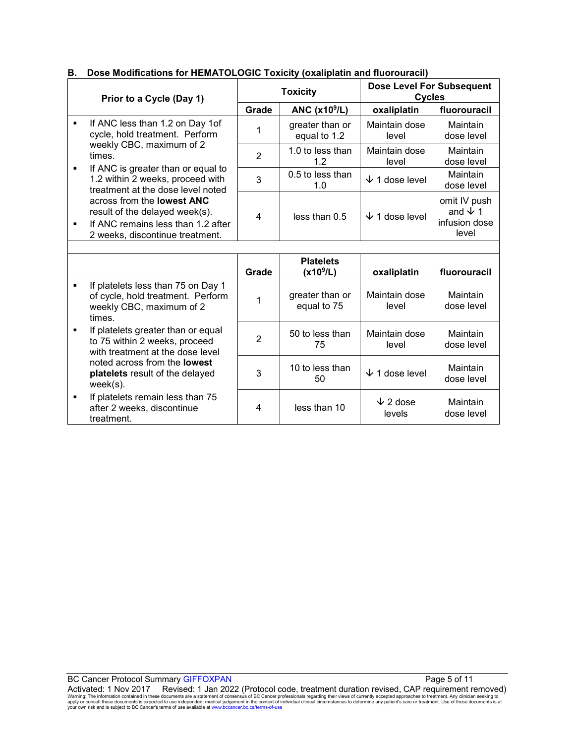### B. Dose Modifications for HEMATOLOGIC Toxicity (oxaliplatin and fluorouracil)

| Prior to a Cycle (Day 1) | Toxicity | | Dose Level For Subsequent Cycles | |
|---|---|---|---|---|
| | Grade | ANC ($x10^9$/L) | oxaliplatin | fluorouracil |
| ▪ If ANC less than 1.2 on Day 1of cycle, hold treatment. Perform weekly CBC, maximum of 2 times.<br>▪ If ANC is greater than or equal to 1.2 within 2 weeks, proceed with treatment at the dose level noted across from the **lowest ANC** result of the delayed week(s).<br>▪ If ANC remains less than 1.2 after 2 weeks, discontinue treatment. | 1 | greater than or equal to 1.2 | Maintain dose level | Maintain dose level |
| | 2 | 1.0 to less than 1.2 | Maintain dose level | Maintain dose level |
| | 3 | 0.5 to less than 1.0 | ↓ 1 dose level | Maintain dose level |
| | 4 | less than 0.5 | ↓ 1 dose level | omit IV push and ↓ 1 infusion dose level |
| | Grade | Platelets ($x10^9$/L) | oxaliplatin | fluorouracil |
| ▪ If platelets less than 75 on Day 1 of cycle, hold treatment. Perform weekly CBC, maximum of 2 times.<br>▪ If platelets greater than or equal to 75 within 2 weeks, proceed with treatment at the dose level noted across from the **lowest platelets** result of the delayed week(s).<br>▪ If platelets remain less than 75 after 2 weeks, discontinue treatment. | 1 | greater than or equal to 75 | Maintain dose level | Maintain dose level |
| | 2 | 50 to less than 75 | Maintain dose level | Maintain dose level |
| | 3 | 10 to less than 50 | ↓ 1 dose level | Maintain dose level |
| | 4 | less than 10 | ↓ 2 dose levels | Maintain dose level |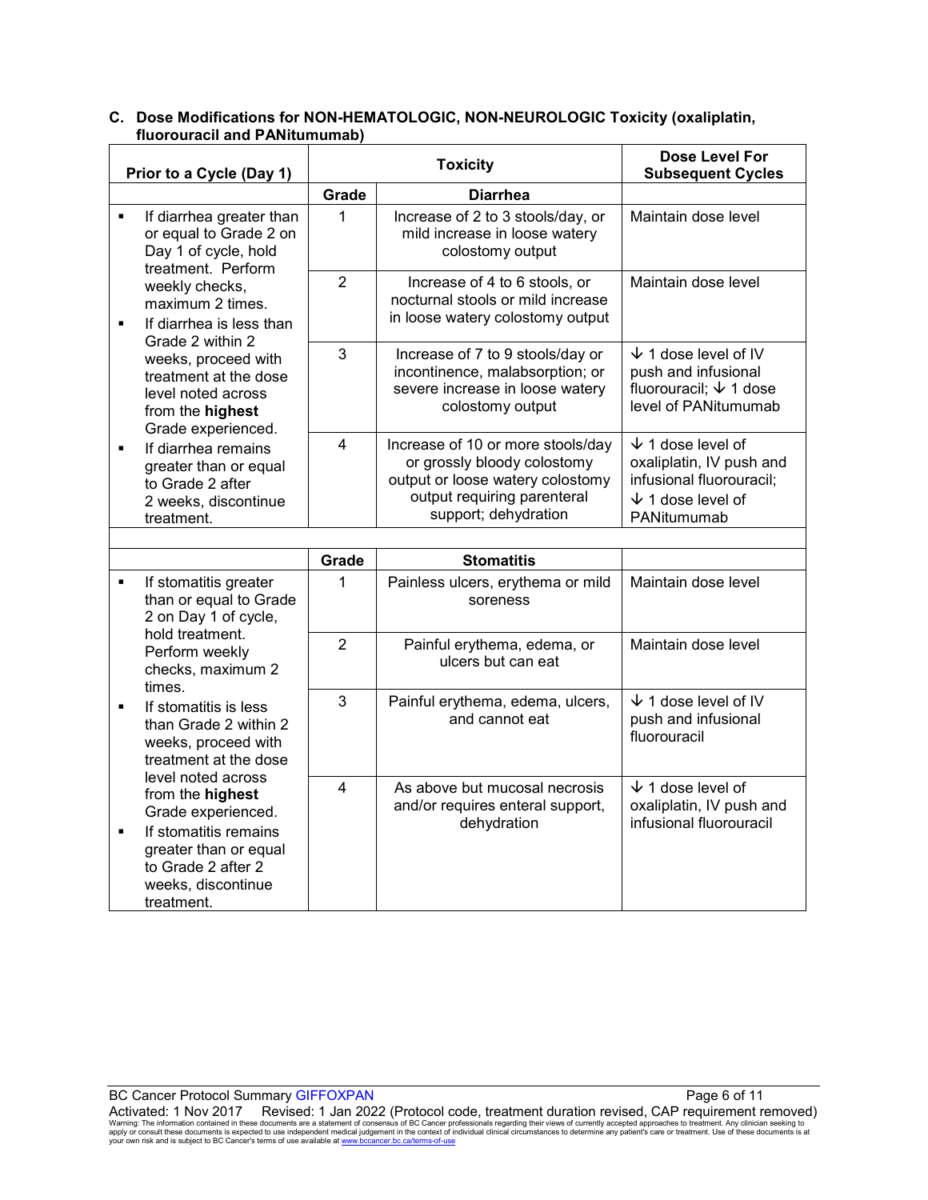### C. Dose Modifications for NON-HEMATOLOGIC, NON-NEUROLOGIC Toxicity (oxaliplatin, fluorouracil and PANitumumab)

| Prior to a Cycle (Day 1) | Toxicity | | Dose Level For Subsequent Cycles |
|---|---|---|---|
| | **Grade** | **Diarrhea** | |
| ▪ If diarrhea greater than or equal to Grade 2 on Day 1 of cycle, hold treatment. Perform weekly checks, maximum 2 times.<br>▪ If diarrhea is less than Grade 2 within 2 weeks, proceed with treatment at the dose level noted across from the **highest** Grade experienced.<br>▪ If diarrhea remains greater than or equal to Grade 2 after 2 weeks, discontinue treatment. | 1 | Increase of 2 to 3 stools/day, or mild increase in loose watery colostomy output | Maintain dose level |
| | 2 | Increase of 4 to 6 stools, or nocturnal stools or mild increase in loose watery colostomy output | Maintain dose level |
| | 3 | Increase of 7 to 9 stools/day or incontinence, malabsorption; or severe increase in loose watery colostomy output | ↓ 1 dose level of IV push and infusional fluorouracil; ↓ 1 dose level of PANitumumab |
| | 4 | Increase of 10 or more stools/day or grossly bloody colostomy output or loose watery colostomy output requiring parenteral support; dehydration | ↓ 1 dose level of oxaliplatin, IV push and infusional fluorouracil; ↓ 1 dose level of PANitumumab |
| | | | |
| | **Grade** | **Stomatitis** | |
| ▪ If stomatitis greater than or equal to Grade 2 on Day 1 of cycle, hold treatment. Perform weekly checks, maximum 2 times.<br>▪ If stomatitis is less than Grade 2 within 2 weeks, proceed with treatment at the dose level noted across from the **highest** Grade experienced.<br>▪ If stomatitis remains greater than or equal to Grade 2 after 2 weeks, discontinue treatment. | 1 | Painless ulcers, erythema or mild soreness | Maintain dose level |
| | 2 | Painful erythema, edema, or ulcers but can eat | Maintain dose level |
| | 3 | Painful erythema, edema, ulcers, and cannot eat | ↓ 1 dose level of IV push and infusional fluorouracil |
| | 4 | As above but mucosal necrosis and/or requires enteral support, dehydration | ↓ 1 dose level of oxaliplatin, IV push and infusional fluorouracil |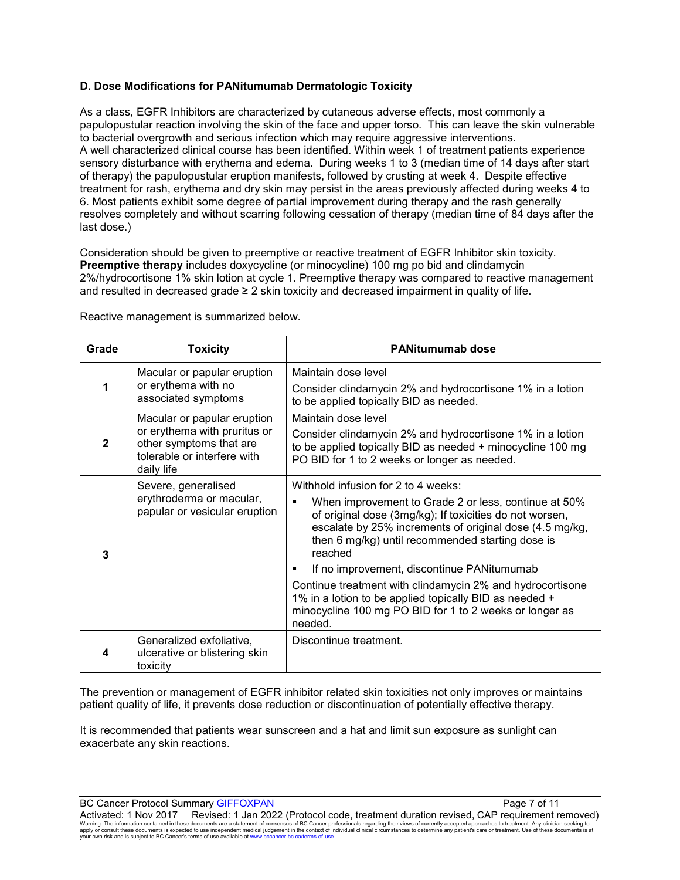### D. Dose Modifications for PANitumumab Dermatologic Toxicity

As a class, EGFR Inhibitors are characterized by cutaneous adverse effects, most commonly a papulopustular reaction involving the skin of the face and upper torso. This can leave the skin vulnerable to bacterial overgrowth and serious infection which may require aggressive interventions.
A well characterized clinical course has been identified. Within week 1 of treatment patients experience sensory disturbance with erythema and edema. During weeks 1 to 3 (median time of 14 days after start of therapy) the papulopustular eruption manifests, followed by crusting at week 4. Despite effective treatment for rash, erythema and dry skin may persist in the areas previously affected during weeks 4 to 6. Most patients exhibit some degree of partial improvement during therapy and the rash generally resolves completely and without scarring following cessation of therapy (median time of 84 days after the last dose.)

Consideration should be given to preemptive or reactive treatment of EGFR Inhibitor skin toxicity. **Preemptive therapy** includes doxycycline (or minocycline) 100 mg po bid and clindamycin 2%/hydrocortisone 1% skin lotion at cycle 1. Preemptive therapy was compared to reactive management and resulted in decreased grade ≥ 2 skin toxicity and decreased impairment in quality of life.

Reactive management is summarized below.

| Grade | Toxicity | PANitumumab dose |
|---|---|---|
| 1 | Macular or papular eruption or erythema with no associated symptoms | Maintain dose level<br>Consider clindamycin 2% and hydrocortisone 1% in a lotion to be applied topically BID as needed. |
| 2 | Macular or papular eruption or erythema with pruritus or other symptoms that are tolerable or interfere with daily life | Maintain dose level<br>Consider clindamycin 2% and hydrocortisone 1% in a lotion to be applied topically BID as needed + minocycline 100 mg PO BID for 1 to 2 weeks or longer as needed. |
| 3 | Severe, generalised erythroderma or macular, papular or vesicular eruption | Withhold infusion for 2 to 4 weeks:<br>▪ When improvement to Grade 2 or less, continue at 50% of original dose (3mg/kg); If toxicities do not worsen, escalate by 25% increments of original dose (4.5 mg/kg, then 6 mg/kg) until recommended starting dose is reached<br>▪ If no improvement, discontinue PANitumumab<br>Continue treatment with clindamycin 2% and hydrocortisone 1% in a lotion to be applied topically BID as needed + minocycline 100 mg PO BID for 1 to 2 weeks or longer as needed. |
| 4 | Generalized exfoliative, ulcerative or blistering skin toxicity | Discontinue treatment. |

The prevention or management of EGFR inhibitor related skin toxicities not only improves or maintains patient quality of life, it prevents dose reduction or discontinuation of potentially effective therapy.

It is recommended that patients wear sunscreen and a hat and limit sun exposure as sunlight can exacerbate any skin reactions.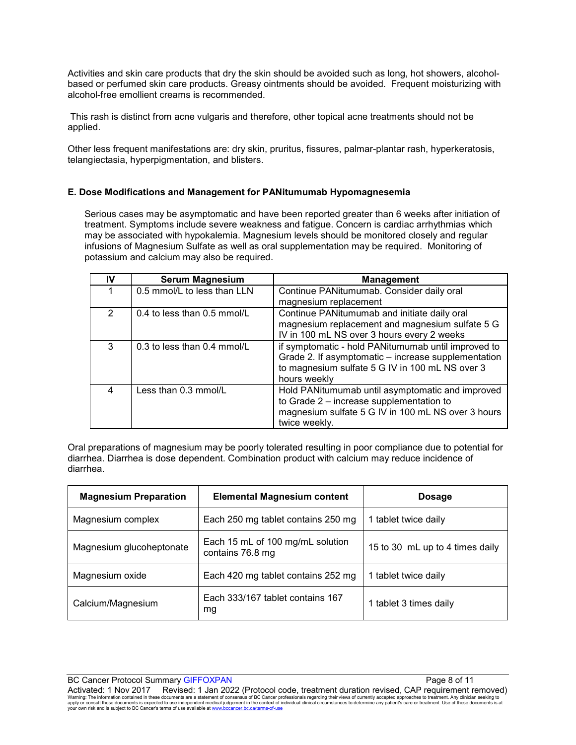Activities and skin care products that dry the skin should be avoided such as long, hot showers, alcohol-based or perfumed skin care products. Greasy ointments should be avoided. Frequent moisturizing with alcohol-free emollient creams is recommended.

This rash is distinct from acne vulgaris and therefore, other topical acne treatments should not be applied.

Other less frequent manifestations are: dry skin, pruritus, fissures, palmar-plantar rash, hyperkeratosis, telangiectasia, hyperpigmentation, and blisters.

**E. Dose Modifications and Management for PANitumumab Hypomagnesemia**

Serious cases may be asymptomatic and have been reported greater than 6 weeks after initiation of treatment. Symptoms include severe weakness and fatigue. Concern is cardiac arrhythmias which may be associated with hypokalemia. Magnesium levels should be monitored closely and regular infusions of Magnesium Sulfate as well as oral supplementation may be required. Monitoring of potassium and calcium may also be required.

| IV | Serum Magnesium | Management |
|---|---|---|
| 1 | 0.5 mmol/L to less than LLN | Continue PANitumumab. Consider daily oral magnesium replacement |
| 2 | 0.4 to less than 0.5 mmol/L | Continue PANitumumab and initiate daily oral magnesium replacement and magnesium sulfate 5 G IV in 100 mL NS over 3 hours every 2 weeks |
| 3 | 0.3 to less than 0.4 mmol/L | if symptomatic - hold PANitumumab until improved to Grade 2. If asymptomatic – increase supplementation to magnesium sulfate 5 G IV in 100 mL NS over 3 hours weekly |
| 4 | Less than 0.3 mmol/L | Hold PANitumumab until asymptomatic and improved to Grade 2 – increase supplementation to magnesium sulfate 5 G IV in 100 mL NS over 3 hours twice weekly. |

Oral preparations of magnesium may be poorly tolerated resulting in poor compliance due to potential for diarrhea. Diarrhea is dose dependent. Combination product with calcium may reduce incidence of diarrhea.

| Magnesium Preparation | Elemental Magnesium content | Dosage |
|---|---|---|
| Magnesium complex | Each 250 mg tablet contains 250 mg | 1 tablet twice daily |
| Magnesium glucoheptonate | Each 15 mL of 100 mg/mL solution contains 76.8 mg | 15 to 30 mL up to 4 times daily |
| Magnesium oxide | Each 420 mg tablet contains 252 mg | 1 tablet twice daily |
| Calcium/Magnesium | Each 333/167 tablet contains 167 mg | 1 tablet 3 times daily |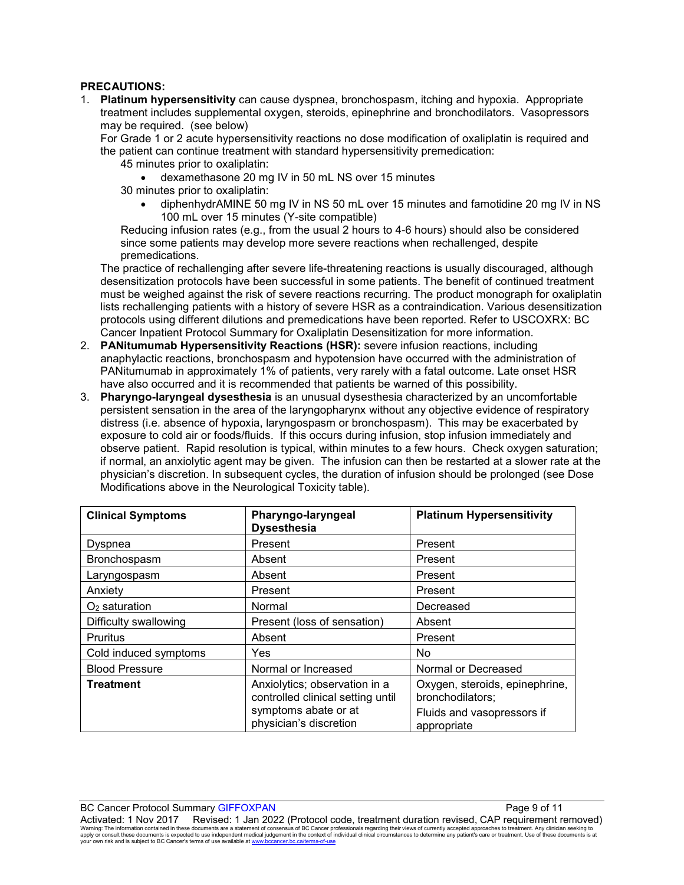**PRECAUTIONS:**

1. **Platinum hypersensitivity** can cause dyspnea, bronchospasm, itching and hypoxia. Appropriate treatment includes supplemental oxygen, steroids, epinephrine and bronchodilators. Vasopressors may be required. (see below)

   For Grade 1 or 2 acute hypersensitivity reactions no dose modification of oxaliplatin is required and the patient can continue treatment with standard hypersensitivity premedication:

   45 minutes prior to oxaliplatin:

   - dexamethasone 20 mg IV in 50 mL NS over 15 minutes

   30 minutes prior to oxaliplatin:

   - diphenhydrAMINE 50 mg IV in NS 50 mL over 15 minutes and famotidine 20 mg IV in NS 100 mL over 15 minutes (Y-site compatible)

   Reducing infusion rates (e.g., from the usual 2 hours to 4-6 hours) should also be considered since some patients may develop more severe reactions when rechallenged, despite premedications.

   The practice of rechallenging after severe life-threatening reactions is usually discouraged, although desensitization protocols have been successful in some patients. The benefit of continued treatment must be weighed against the risk of severe reactions recurring. The product monograph for oxaliplatin lists rechallenging patients with a history of severe HSR as a contraindication. Various desensitization protocols using different dilutions and premedications have been reported. Refer to USCOXRX: BC Cancer Inpatient Protocol Summary for Oxaliplatin Desensitization for more information.

2. **PANitumumab Hypersensitivity Reactions (HSR):** severe infusion reactions, including anaphylactic reactions, bronchospasm and hypotension have occurred with the administration of PANitumumab in approximately 1% of patients, very rarely with a fatal outcome. Late onset HSR have also occurred and it is recommended that patients be warned of this possibility.

3. **Pharyngo-laryngeal dysesthesia** is an unusual dysesthesia characterized by an uncomfortable persistent sensation in the area of the laryngopharynx without any objective evidence of respiratory distress (i.e. absence of hypoxia, laryngospasm or bronchospasm). This may be exacerbated by exposure to cold air or foods/fluids. If this occurs during infusion, stop infusion immediately and observe patient. Rapid resolution is typical, within minutes to a few hours. Check oxygen saturation; if normal, an anxiolytic agent may be given. The infusion can then be restarted at a slower rate at the physician's discretion. In subsequent cycles, the duration of infusion should be prolonged (see Dose Modifications above in the Neurological Toxicity table).

| **Clinical Symptoms** | **Pharyngo-laryngeal Dysesthesia** | **Platinum Hypersensitivity** |
|---|---|---|
| Dyspnea | Present | Present |
| Bronchospasm | Absent | Present |
| Laryngospasm | Absent | Present |
| Anxiety | Present | Present |
| $O_2$ saturation | Normal | Decreased |
| Difficulty swallowing | Present (loss of sensation) | Absent |
| Pruritus | Absent | Present |
| Cold induced symptoms | Yes | No |
| Blood Pressure | Normal or Increased | Normal or Decreased |
| **Treatment** | Anxiolytics; observation in a controlled clinical setting until symptoms abate or at physician's discretion | Oxygen, steroids, epinephrine, bronchodilators; Fluids and vasopressors if appropriate |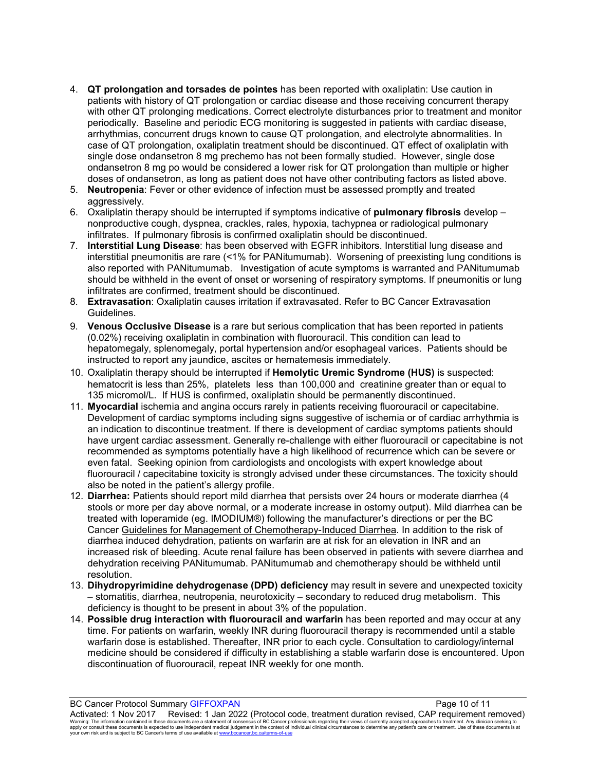4. **QT prolongation and torsades de pointes** has been reported with oxaliplatin: Use caution in patients with history of QT prolongation or cardiac disease and those receiving concurrent therapy with other QT prolonging medications. Correct electrolyte disturbances prior to treatment and monitor periodically. Baseline and periodic ECG monitoring is suggested in patients with cardiac disease, arrhythmias, concurrent drugs known to cause QT prolongation, and electrolyte abnormalities. In case of QT prolongation, oxaliplatin treatment should be discontinued. QT effect of oxaliplatin with single dose ondansetron 8 mg prechemo has not been formally studied. However, single dose ondansetron 8 mg po would be considered a lower risk for QT prolongation than multiple or higher doses of ondansetron, as long as patient does not have other contributing factors as listed above.
5. **Neutropenia**: Fever or other evidence of infection must be assessed promptly and treated aggressively.
6. Oxaliplatin therapy should be interrupted if symptoms indicative of **pulmonary fibrosis** develop – nonproductive cough, dyspnea, crackles, rales, hypoxia, tachypnea or radiological pulmonary infiltrates. If pulmonary fibrosis is confirmed oxaliplatin should be discontinued.
7. **Interstitial Lung Disease**: has been observed with EGFR inhibitors. Interstitial lung disease and interstitial pneumonitis are rare (<1% for PANitumumab). Worsening of preexisting lung conditions is also reported with PANitumumab. Investigation of acute symptoms is warranted and PANitumumab should be withheld in the event of onset or worsening of respiratory symptoms. If pneumonitis or lung infiltrates are confirmed, treatment should be discontinued.
8. **Extravasation**: Oxaliplatin causes irritation if extravasated. Refer to BC Cancer Extravasation Guidelines.
9. **Venous Occlusive Disease** is a rare but serious complication that has been reported in patients (0.02%) receiving oxaliplatin in combination with fluorouracil. This condition can lead to hepatomegaly, splenomegaly, portal hypertension and/or esophageal varices. Patients should be instructed to report any jaundice, ascites or hematemesis immediately.
10. Oxaliplatin therapy should be interrupted if **Hemolytic Uremic Syndrome (HUS)** is suspected: hematocrit is less than 25%, platelets less than 100,000 and creatinine greater than or equal to 135 micromol/L. If HUS is confirmed, oxaliplatin should be permanently discontinued.
11. **Myocardial** ischemia and angina occurs rarely in patients receiving fluorouracil or capecitabine. Development of cardiac symptoms including signs suggestive of ischemia or of cardiac arrhythmia is an indication to discontinue treatment. If there is development of cardiac symptoms patients should have urgent cardiac assessment. Generally re-challenge with either fluorouracil or capecitabine is not recommended as symptoms potentially have a high likelihood of recurrence which can be severe or even fatal. Seeking opinion from cardiologists and oncologists with expert knowledge about fluorouracil / capecitabine toxicity is strongly advised under these circumstances. The toxicity should also be noted in the patient's allergy profile.
12. **Diarrhea:** Patients should report mild diarrhea that persists over 24 hours or moderate diarrhea (4 stools or more per day above normal, or a moderate increase in ostomy output). Mild diarrhea can be treated with loperamide (eg. IMODIUM®) following the manufacturer's directions or per the BC Cancer Guidelines for Management of Chemotherapy-Induced Diarrhea. In addition to the risk of diarrhea induced dehydration, patients on warfarin are at risk for an elevation in INR and an increased risk of bleeding. Acute renal failure has been observed in patients with severe diarrhea and dehydration receiving PANitumumab. PANitumumab and chemotherapy should be withheld until resolution.
13. **Dihydropyrimidine dehydrogenase (DPD) deficiency** may result in severe and unexpected toxicity – stomatitis, diarrhea, neutropenia, neurotoxicity – secondary to reduced drug metabolism. This deficiency is thought to be present in about 3% of the population.
14. **Possible drug interaction with fluorouracil and warfarin** has been reported and may occur at any time. For patients on warfarin, weekly INR during fluorouracil therapy is recommended until a stable warfarin dose is established. Thereafter, INR prior to each cycle. Consultation to cardiology/internal medicine should be considered if difficulty in establishing a stable warfarin dose is encountered. Upon discontinuation of fluorouracil, repeat INR weekly for one month.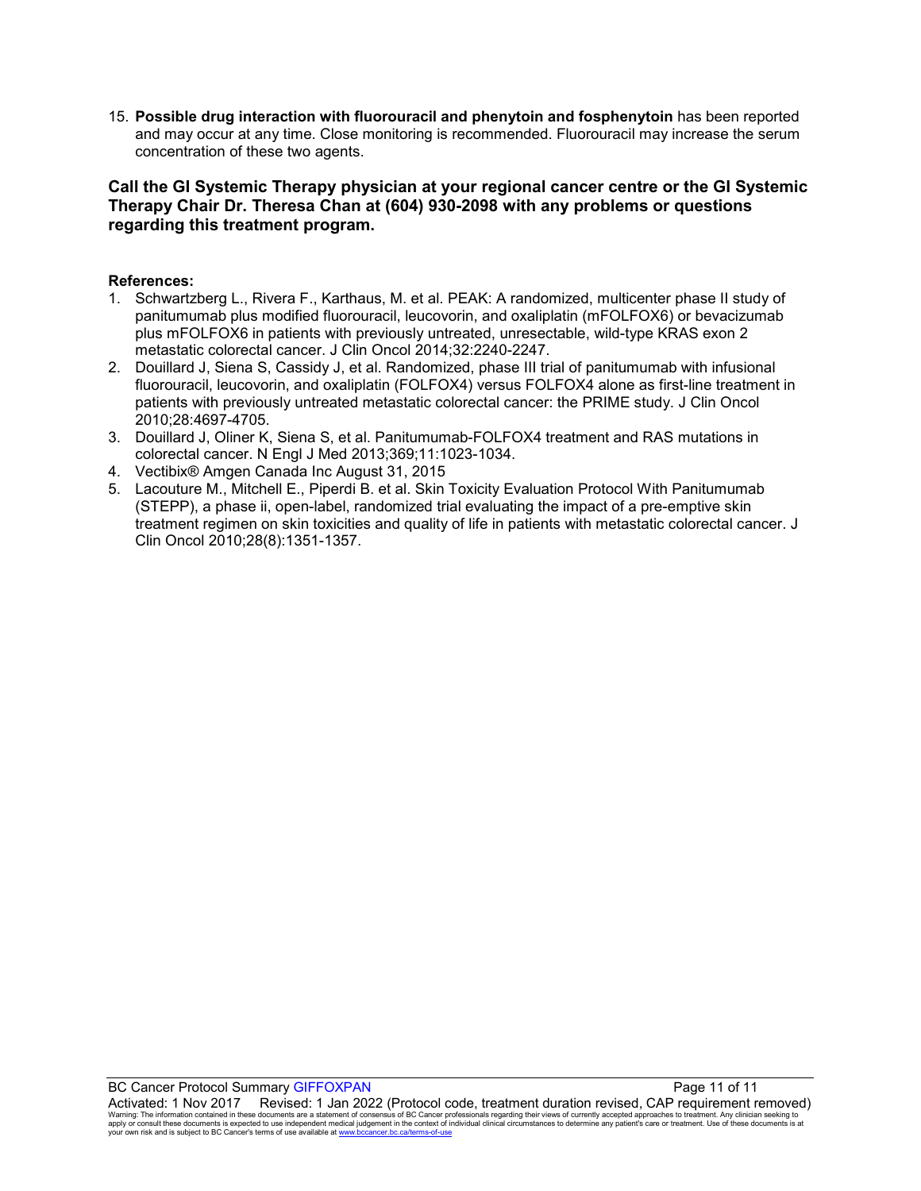15. **Possible drug interaction with fluorouracil and phenytoin and fosphenytoin** has been reported and may occur at any time. Close monitoring is recommended. Fluorouracil may increase the serum concentration of these two agents.

**Call the GI Systemic Therapy physician at your regional cancer centre or the GI Systemic Therapy Chair Dr. Theresa Chan at (604) 930-2098 with any problems or questions regarding this treatment program.**

**References:**

1. Schwartzberg L., Rivera F., Karthaus, M. et al. PEAK: A randomized, multicenter phase II study of panitumumab plus modified fluorouracil, leucovorin, and oxaliplatin (mFOLFOX6) or bevacizumab plus mFOLFOX6 in patients with previously untreated, unresectable, wild-type KRAS exon 2 metastatic colorectal cancer. J Clin Oncol 2014;32:2240-2247.
2. Douillard J, Siena S, Cassidy J, et al. Randomized, phase III trial of panitumumab with infusional fluorouracil, leucovorin, and oxaliplatin (FOLFOX4) versus FOLFOX4 alone as first-line treatment in patients with previously untreated metastatic colorectal cancer: the PRIME study. J Clin Oncol 2010;28:4697-4705.
3. Douillard J, Oliner K, Siena S, et al. Panitumumab-FOLFOX4 treatment and RAS mutations in colorectal cancer. N Engl J Med 2013;369;11:1023-1034.
4. Vectibix® Amgen Canada Inc August 31, 2015
5. Lacouture M., Mitchell E., Piperdi B. et al. Skin Toxicity Evaluation Protocol With Panitumumab (STEPP), a phase ii, open-label, randomized trial evaluating the impact of a pre-emptive skin treatment regimen on skin toxicities and quality of life in patients with metastatic colorectal cancer. J Clin Oncol 2010;28(8):1351-1357.